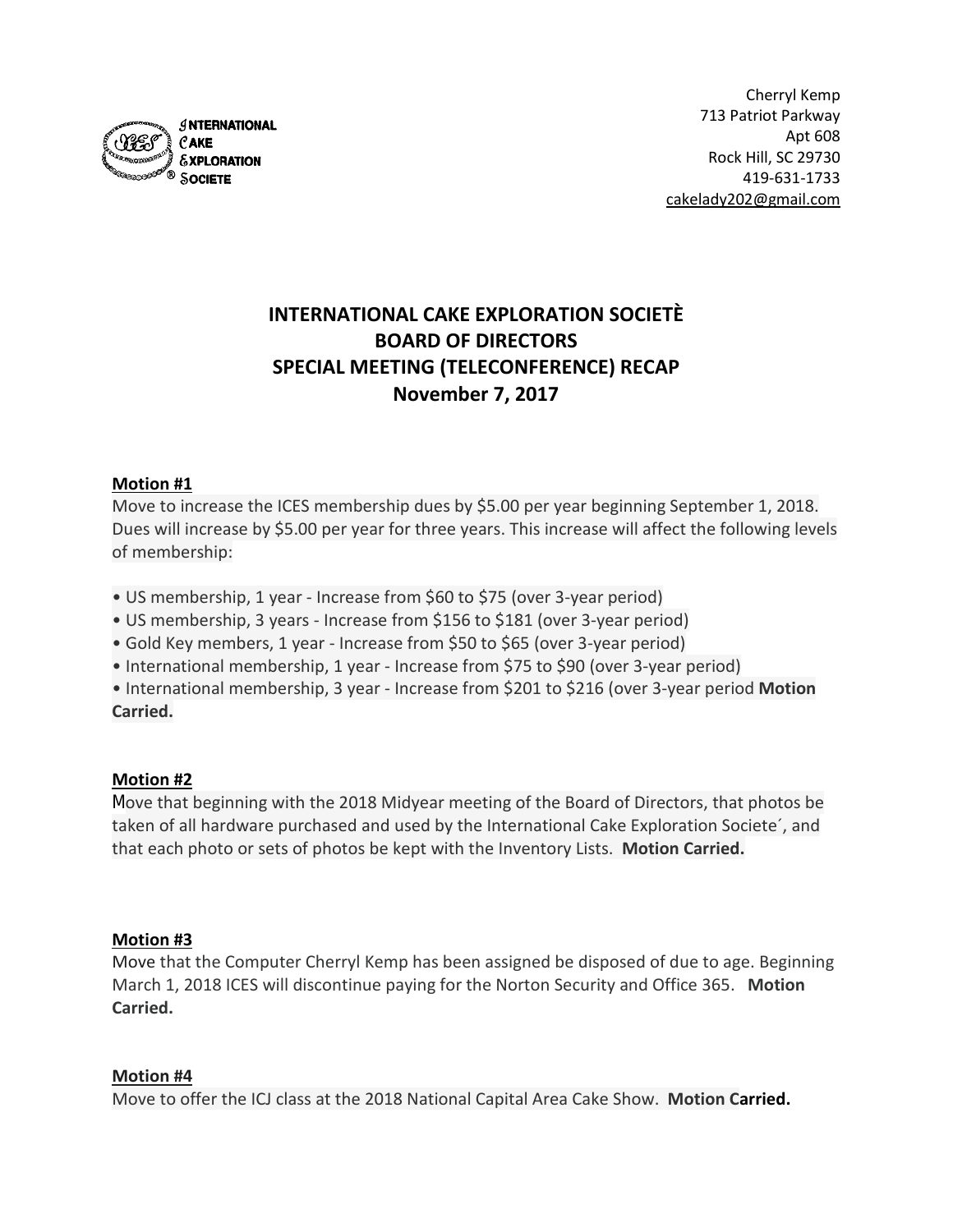INTERNATIONAL CAKE EXPLORATION SOCIETE

Cherryl Kemp
713 Patriot Parkway
Apt 608
Rock Hill, SC 29730
419-631-1733
cakelady202@gmail.com

# INTERNATIONAL CAKE EXPLORATION SOCIETÈ
# BOARD OF DIRECTORS
# SPECIAL MEETING (TELECONFERENCE) RECAP
# November 7, 2017

**Motion #1**

Move to increase the ICES membership dues by $5.00 per year beginning September 1, 2018. Dues will increase by $5.00 per year for three years. This increase will affect the following levels of membership:

- US membership, 1 year - Increase from $60 to $75 (over 3-year period)
- US membership, 3 years - Increase from $156 to $181 (over 3-year period)
- Gold Key members, 1 year - Increase from $50 to $65 (over 3-year period)
- International membership, 1 year - Increase from $75 to $90 (over 3-year period)
- International membership, 3 year - Increase from $201 to $216 (over 3-year period **Motion Carried.**

**Motion #2**

Move that beginning with the 2018 Midyear meeting of the Board of Directors, that photos be taken of all hardware purchased and used by the International Cake Exploration Societe´, and that each photo or sets of photos be kept with the Inventory Lists. **Motion Carried.**

**Motion #3**

Move that the Computer Cherryl Kemp has been assigned be disposed of due to age. Beginning March 1, 2018 ICES will discontinue paying for the Norton Security and Office 365. **Motion Carried.**

**Motion #4**

Move to offer the ICJ class at the 2018 National Capital Area Cake Show. **Motion Carried.**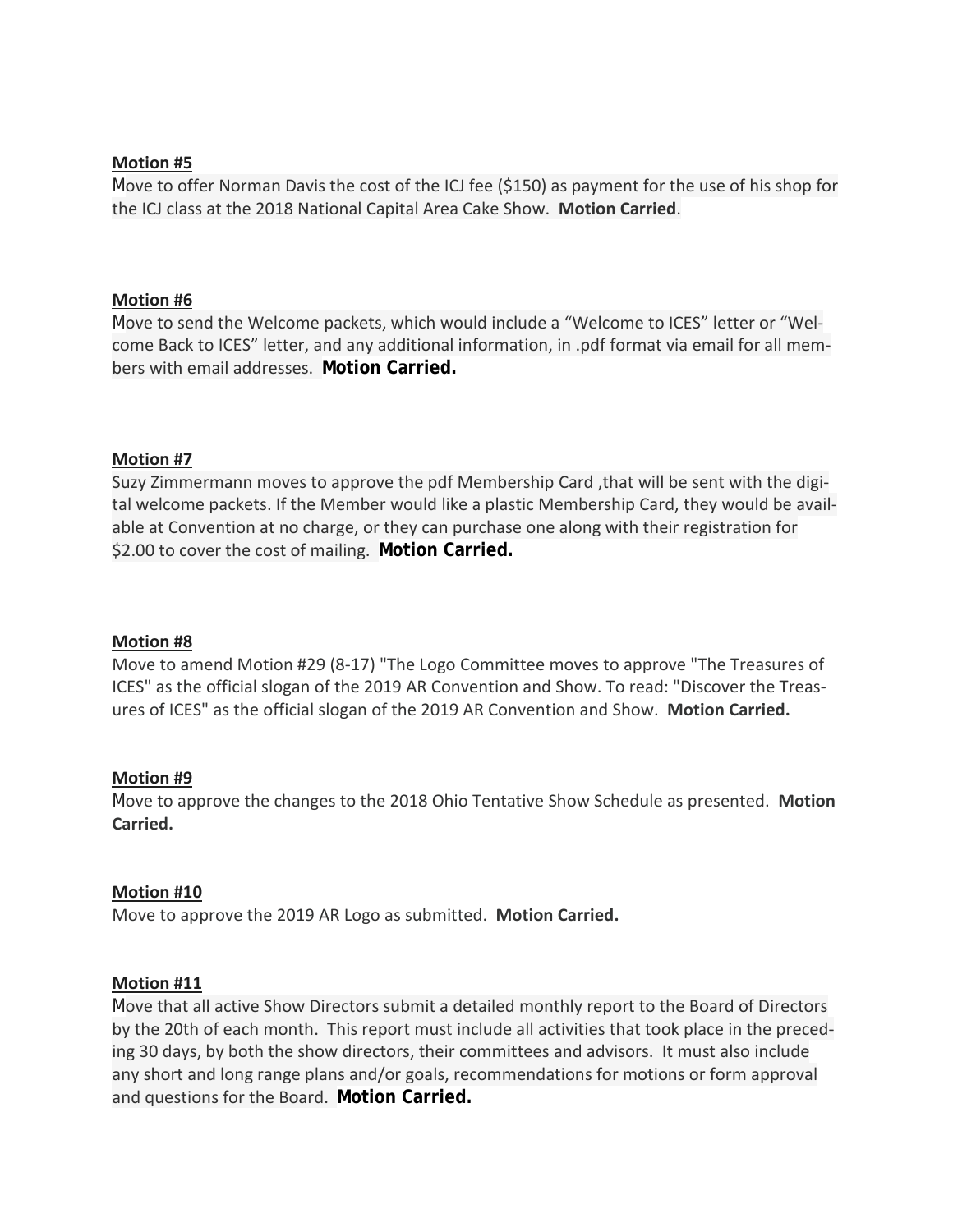**Motion #5**

Move to offer Norman Davis the cost of the ICJ fee ($150) as payment for the use of his shop for the ICJ class at the 2018 National Capital Area Cake Show. **Motion Carried**.

**Motion #6**

Move to send the Welcome packets, which would include a "Welcome to ICES" letter or "Welcome Back to ICES" letter, and any additional information, in .pdf format via email for all members with email addresses. **Motion Carried.**

**Motion #7**

Suzy Zimmermann moves to approve the pdf Membership Card ,that will be sent with the digital welcome packets. If the Member would like a plastic Membership Card, they would be available at Convention at no charge, or they can purchase one along with their registration for $2.00 to cover the cost of mailing. **Motion Carried.**

**Motion #8**

Move to amend Motion #29 (8-17) "The Logo Committee moves to approve "The Treasures of ICES" as the official slogan of the 2019 AR Convention and Show. To read: "Discover the Treasures of ICES" as the official slogan of the 2019 AR Convention and Show. **Motion Carried.**

**Motion #9**

Move to approve the changes to the 2018 Ohio Tentative Show Schedule as presented. **Motion Carried.**

**Motion #10**

Move to approve the 2019 AR Logo as submitted. **Motion Carried.**

**Motion #11**

Move that all active Show Directors submit a detailed monthly report to the Board of Directors by the 20th of each month. This report must include all activities that took place in the preceding 30 days, by both the show directors, their committees and advisors. It must also include any short and long range plans and/or goals, recommendations for motions or form approval and questions for the Board. **Motion Carried.**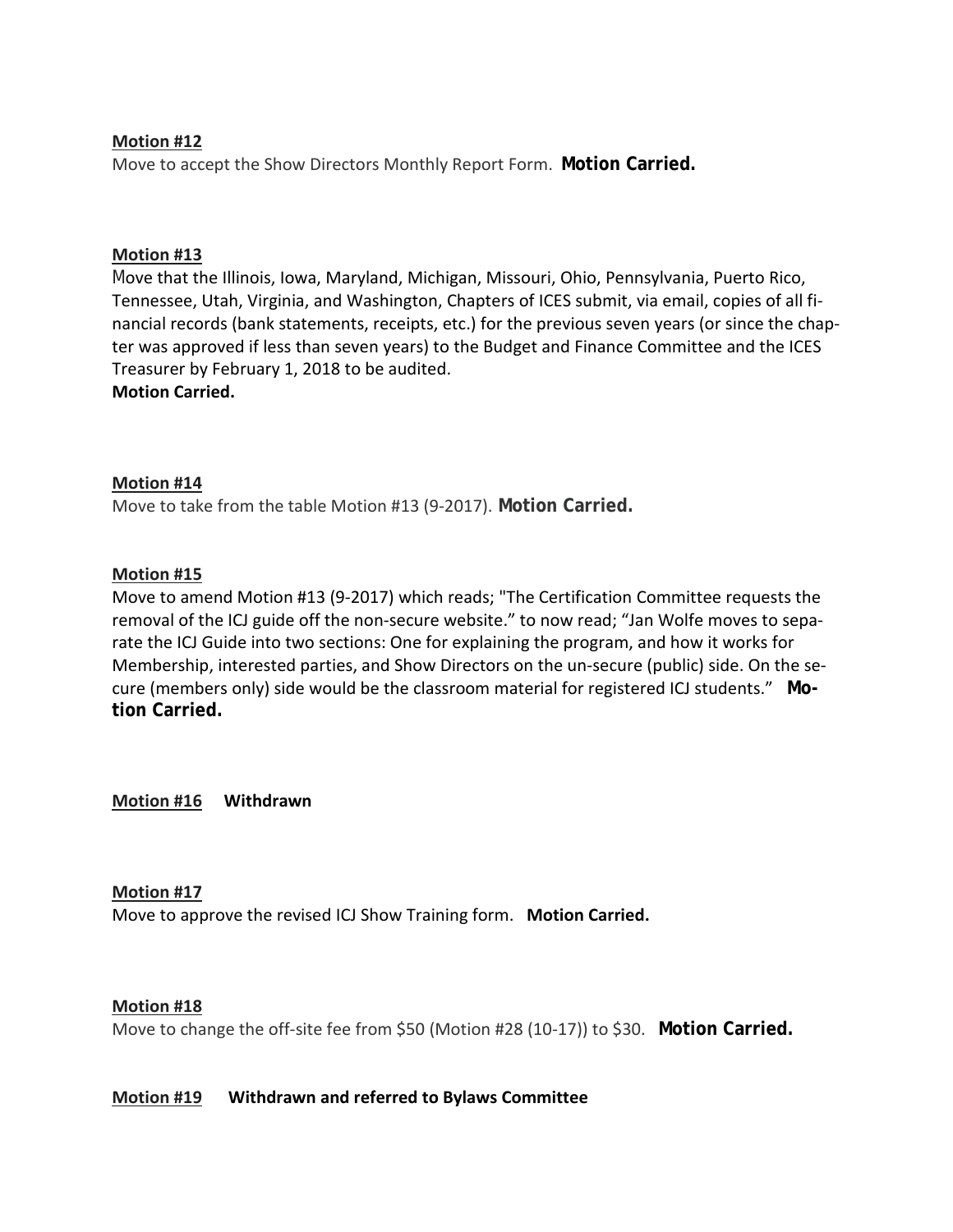**Motion #12**

Move to accept the Show Directors Monthly Report Form. **Motion Carried.**

**Motion #13**

Move that the Illinois, Iowa, Maryland, Michigan, Missouri, Ohio, Pennsylvania, Puerto Rico, Tennessee, Utah, Virginia, and Washington, Chapters of ICES submit, via email, copies of all financial records (bank statements, receipts, etc.) for the previous seven years (or since the chapter was approved if less than seven years) to the Budget and Finance Committee and the ICES Treasurer by February 1, 2018 to be audited.

**Motion Carried.**

**Motion #14**

Move to take from the table Motion #13 (9-2017). **Motion Carried.**

**Motion #15**

Move to amend Motion #13 (9-2017) which reads; "The Certification Committee requests the removal of the ICJ guide off the non-secure website." to now read; "Jan Wolfe moves to separate the ICJ Guide into two sections: One for explaining the program, and how it works for Membership, interested parties, and Show Directors on the un-secure (public) side. On the secure (members only) side would be the classroom material for registered ICJ students." **Motion Carried.**

**Motion #16** **Withdrawn**

**Motion #17**

Move to approve the revised ICJ Show Training form. **Motion Carried.**

**Motion #18**

Move to change the off-site fee from $50 (Motion #28 (10-17)) to $30. **Motion Carried.**

**Motion #19** **Withdrawn and referred to Bylaws Committee**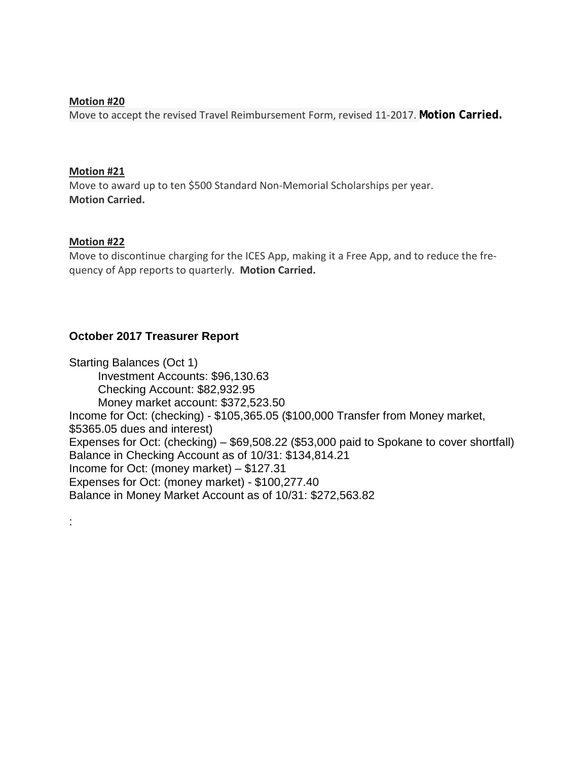**Motion #20**

Move to accept the revised Travel Reimbursement Form, revised 11-2017. **Motion Carried.**

**Motion #21**

Move to award up to ten $500 Standard Non-Memorial Scholarships per year.
**Motion Carried.**

**Motion #22**

Move to discontinue charging for the ICES App, making it a Free App, and to reduce the frequency of App reports to quarterly. **Motion Carried.**

### October 2017 Treasurer Report

Starting Balances (Oct 1)
  Investment Accounts: $96,130.63
  Checking Account: $82,932.95
  Money market account: $372,523.50
Income for Oct: (checking) - $105,365.05 ($100,000 Transfer from Money market, $5365.05 dues and interest)
Expenses for Oct: (checking) – $69,508.22 ($53,000 paid to Spokane to cover shortfall)
Balance in Checking Account as of 10/31: $134,814.21
Income for Oct: (money market) – $127.31
Expenses for Oct: (money market) - $100,277.40
Balance in Money Market Account as of 10/31: $272,563.82

: